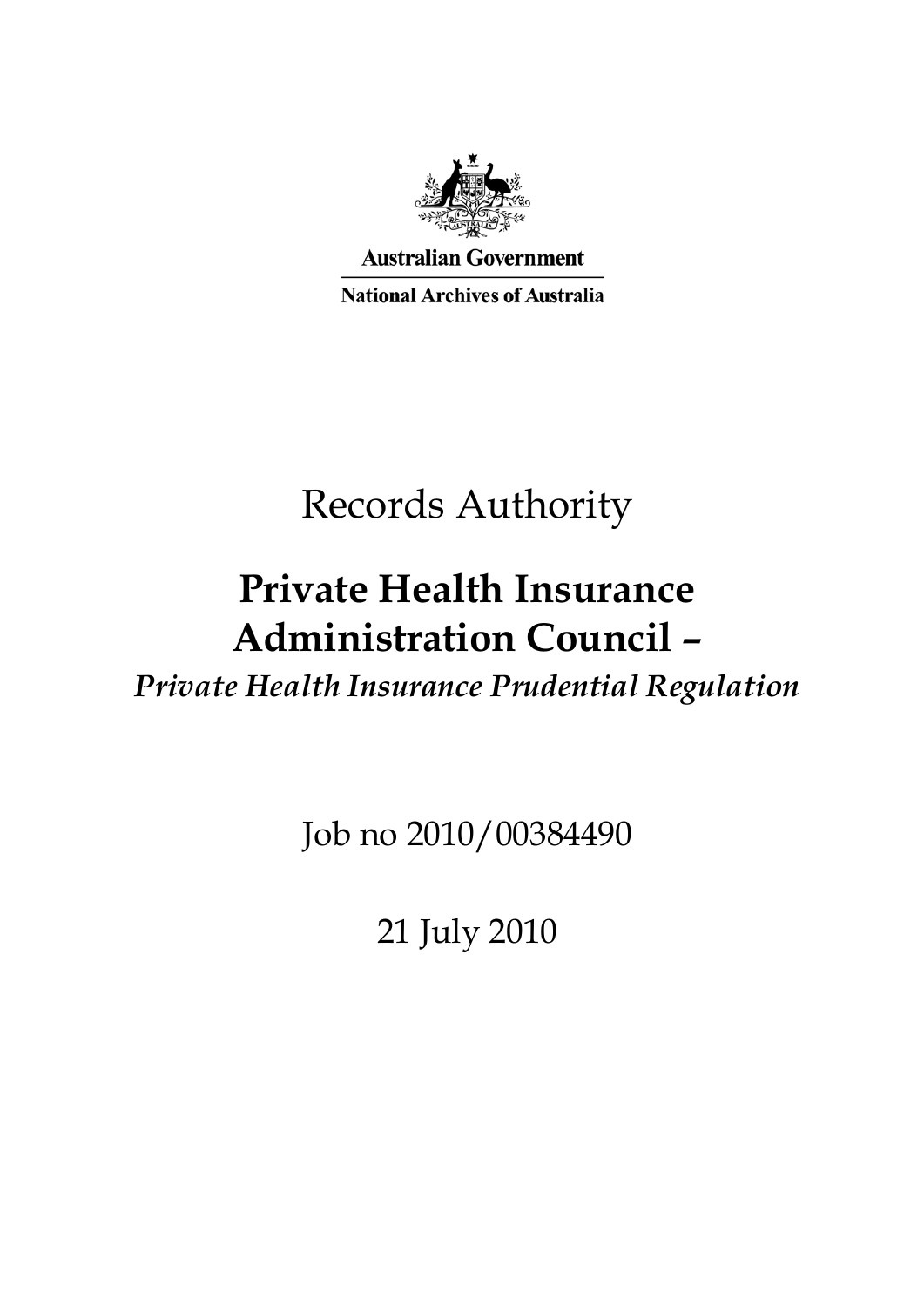Australian Government

National Archives of Australia

# Records Authority

# Private Health Insurance Administration Council –

*Private Health Insurance Prudential Regulation*

Job no 2010/00384490

21 July 2010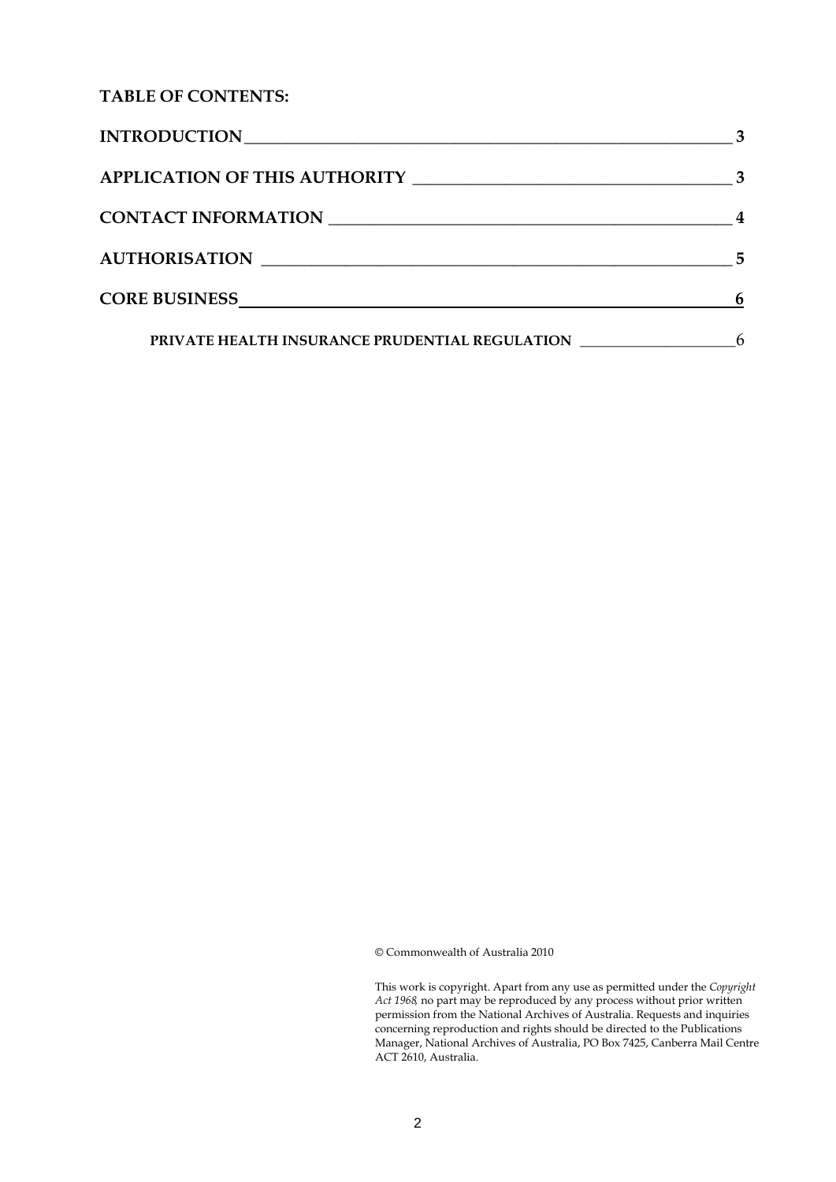**TABLE OF CONTENTS:**

| | |
|---|---|
| **INTRODUCTION** | **3** |
| **APPLICATION OF THIS AUTHORITY** | **3** |
| **CONTACT INFORMATION** | **4** |
| **AUTHORISATION** | **5** |
| **CORE BUSINESS** | **6** |
| **PRIVATE HEALTH INSURANCE PRUDENTIAL REGULATION** | 6 |

© Commonwealth of Australia 2010

This work is copyright. Apart from any use as permitted under the *Copyright Act 1968*, no part may be reproduced by any process without prior written permission from the National Archives of Australia. Requests and inquiries concerning reproduction and rights should be directed to the Publications Manager, National Archives of Australia, PO Box 7425, Canberra Mail Centre ACT 2610, Australia.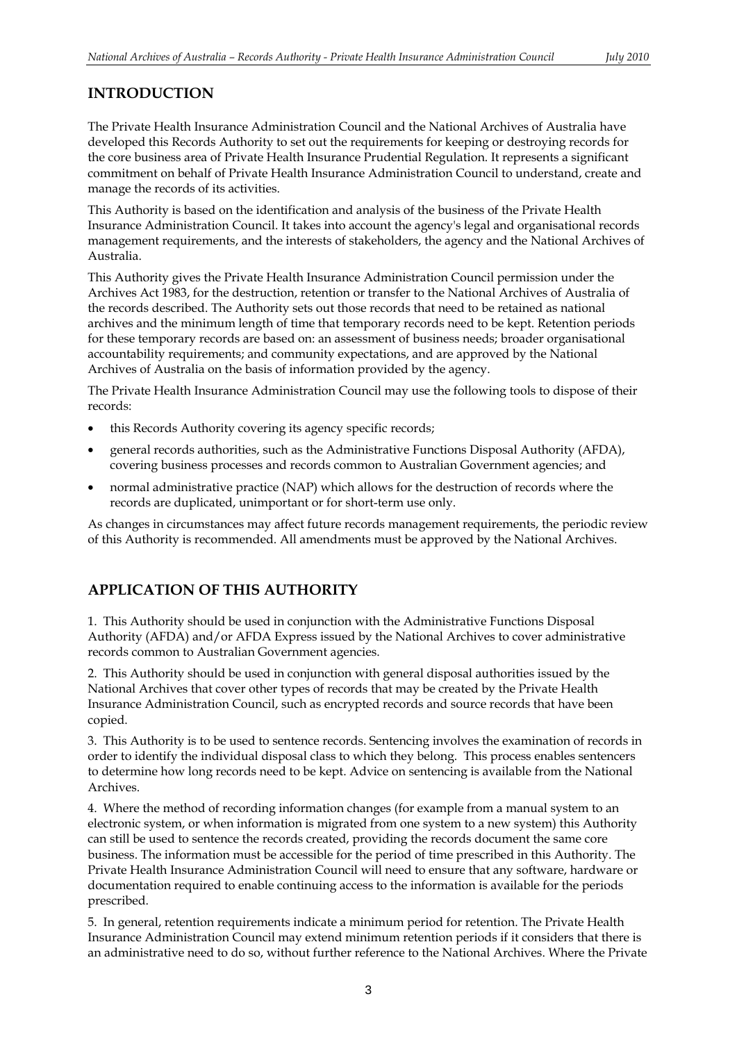## INTRODUCTION

The Private Health Insurance Administration Council and the National Archives of Australia have developed this Records Authority to set out the requirements for keeping or destroying records for the core business area of Private Health Insurance Prudential Regulation. It represents a significant commitment on behalf of Private Health Insurance Administration Council to understand, create and manage the records of its activities.

This Authority is based on the identification and analysis of the business of the Private Health Insurance Administration Council. It takes into account the agency's legal and organisational records management requirements, and the interests of stakeholders, the agency and the National Archives of Australia.

This Authority gives the Private Health Insurance Administration Council permission under the Archives Act 1983, for the destruction, retention or transfer to the National Archives of Australia of the records described. The Authority sets out those records that need to be retained as national archives and the minimum length of time that temporary records need to be kept. Retention periods for these temporary records are based on: an assessment of business needs; broader organisational accountability requirements; and community expectations, and are approved by the National Archives of Australia on the basis of information provided by the agency.

The Private Health Insurance Administration Council may use the following tools to dispose of their records:

- this Records Authority covering its agency specific records;
- general records authorities, such as the Administrative Functions Disposal Authority (AFDA), covering business processes and records common to Australian Government agencies; and
- normal administrative practice (NAP) which allows for the destruction of records where the records are duplicated, unimportant or for short-term use only.

As changes in circumstances may affect future records management requirements, the periodic review of this Authority is recommended. All amendments must be approved by the National Archives.

## APPLICATION OF THIS AUTHORITY

1. This Authority should be used in conjunction with the Administrative Functions Disposal Authority (AFDA) and/or AFDA Express issued by the National Archives to cover administrative records common to Australian Government agencies.

2. This Authority should be used in conjunction with general disposal authorities issued by the National Archives that cover other types of records that may be created by the Private Health Insurance Administration Council, such as encrypted records and source records that have been copied.

3. This Authority is to be used to sentence records. Sentencing involves the examination of records in order to identify the individual disposal class to which they belong. This process enables sentencers to determine how long records need to be kept. Advice on sentencing is available from the National Archives.

4. Where the method of recording information changes (for example from a manual system to an electronic system, or when information is migrated from one system to a new system) this Authority can still be used to sentence the records created, providing the records document the same core business. The information must be accessible for the period of time prescribed in this Authority. The Private Health Insurance Administration Council will need to ensure that any software, hardware or documentation required to enable continuing access to the information is available for the periods prescribed.

5. In general, retention requirements indicate a minimum period for retention. The Private Health Insurance Administration Council may extend minimum retention periods if it considers that there is an administrative need to do so, without further reference to the National Archives. Where the Private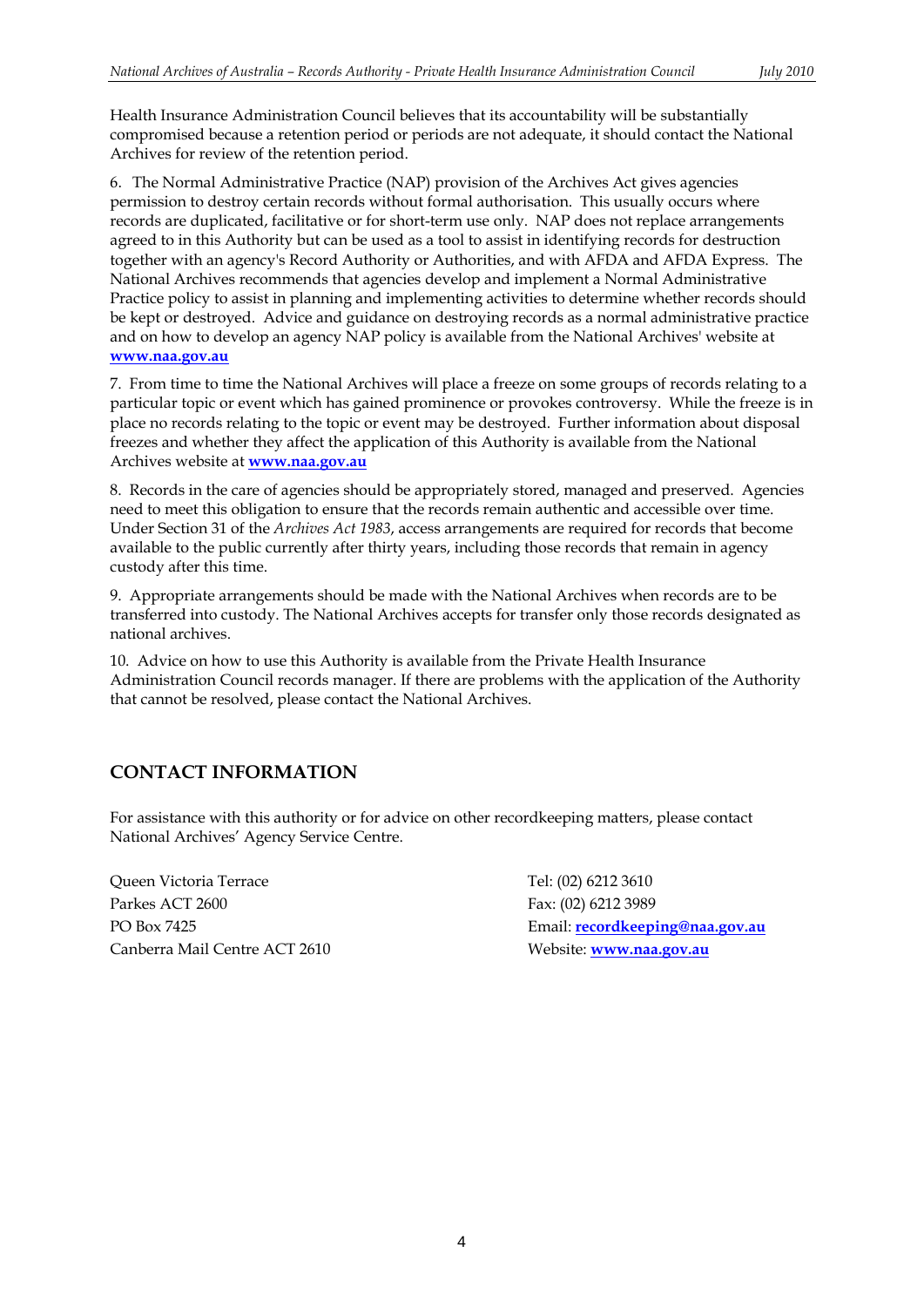Health Insurance Administration Council believes that its accountability will be substantially compromised because a retention period or periods are not adequate, it should contact the National Archives for review of the retention period.

6. The Normal Administrative Practice (NAP) provision of the Archives Act gives agencies permission to destroy certain records without formal authorisation. This usually occurs where records are duplicated, facilitative or for short-term use only. NAP does not replace arrangements agreed to in this Authority but can be used as a tool to assist in identifying records for destruction together with an agency's Record Authority or Authorities, and with AFDA and AFDA Express. The National Archives recommends that agencies develop and implement a Normal Administrative Practice policy to assist in planning and implementing activities to determine whether records should be kept or destroyed. Advice and guidance on destroying records as a normal administrative practice and on how to develop an agency NAP policy is available from the National Archives' website at **www.naa.gov.au**

7. From time to time the National Archives will place a freeze on some groups of records relating to a particular topic or event which has gained prominence or provokes controversy. While the freeze is in place no records relating to the topic or event may be destroyed. Further information about disposal freezes and whether they affect the application of this Authority is available from the National Archives website at **www.naa.gov.au**

8. Records in the care of agencies should be appropriately stored, managed and preserved. Agencies need to meet this obligation to ensure that the records remain authentic and accessible over time. Under Section 31 of the *Archives Act 1983*, access arrangements are required for records that become available to the public currently after thirty years, including those records that remain in agency custody after this time.

9. Appropriate arrangements should be made with the National Archives when records are to be transferred into custody. The National Archives accepts for transfer only those records designated as national archives.

10. Advice on how to use this Authority is available from the Private Health Insurance Administration Council records manager. If there are problems with the application of the Authority that cannot be resolved, please contact the National Archives.

## CONTACT INFORMATION

For assistance with this authority or for advice on other recordkeeping matters, please contact National Archives' Agency Service Centre.

Queen Victoria Terrace
Parkes ACT 2600
PO Box 7425
Canberra Mail Centre ACT 2610

Tel: (02) 6212 3610
Fax: (02) 6212 3989
Email: **recordkeeping@naa.gov.au**
Website: **www.naa.gov.au**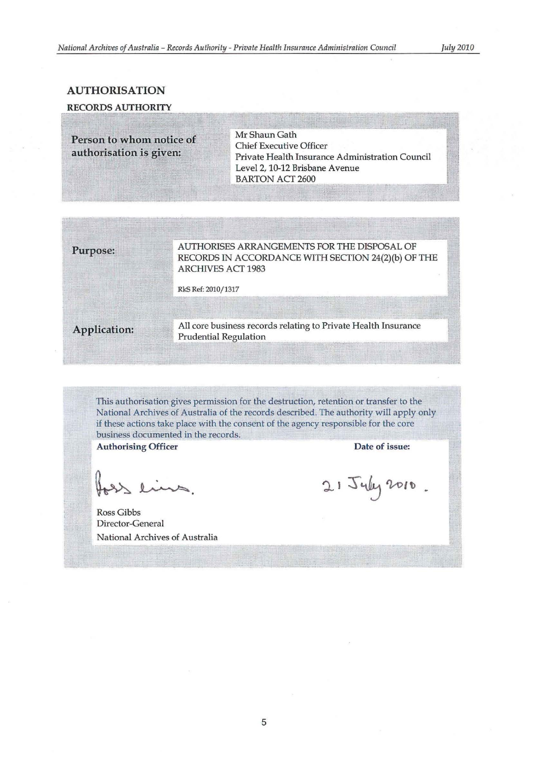## AUTHORISATION

### RECORDS AUTHORITY

| | |
|---|---|
| **Person to whom notice of authorisation is given:** | Mr Shaun Gath<br>Chief Executive Officer<br>Private Health Insurance Administration Council<br>Level 2, 10-12 Brisbane Avenue<br>BARTON ACT 2600 |

| | |
|---|---|
| **Purpose:** | AUTHORISES ARRANGEMENTS FOR THE DISPOSAL OF RECORDS IN ACCORDANCE WITH SECTION 24(2)(b) OF THE ARCHIVES ACT 1983<br><br>RkS Ref: 2010/1317 |
| **Application:** | All core business records relating to Private Health Insurance Prudential Regulation |

This authorisation gives permission for the destruction, retention or transfer to the National Archives of Australia of the records described. The authority will apply only if these actions take place with the consent of the agency responsible for the core business documented in the records.

| **Authorising Officer** | **Date of issue:** |
|---|---|
| Ross Gibbs (signed)<br><br>Ross Gibbs<br>Director-General<br>National Archives of Australia | 21 July 2010. |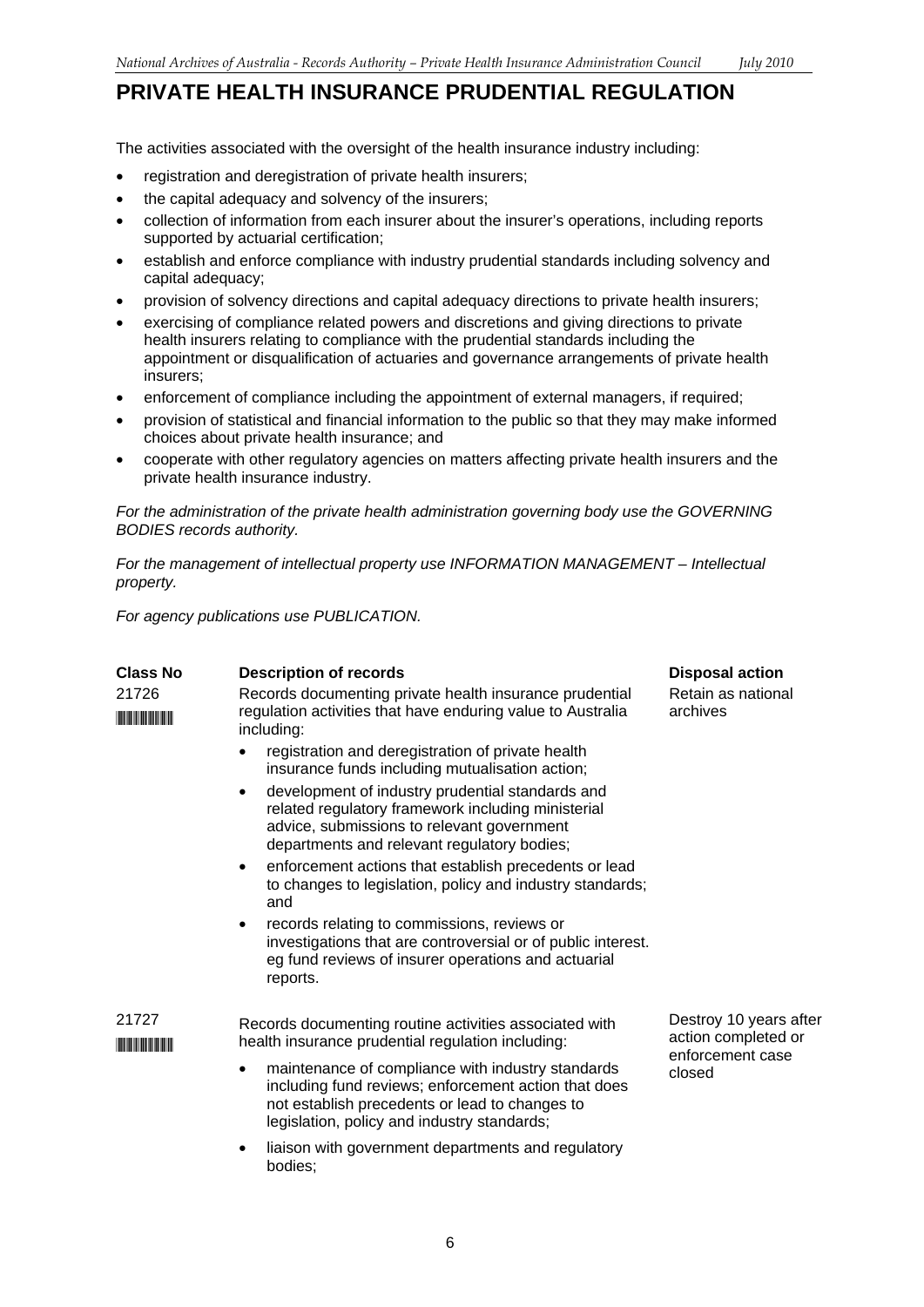# PRIVATE HEALTH INSURANCE PRUDENTIAL REGULATION

The activities associated with the oversight of the health insurance industry including:

- registration and deregistration of private health insurers;
- the capital adequacy and solvency of the insurers;
- collection of information from each insurer about the insurer's operations, including reports supported by actuarial certification;
- establish and enforce compliance with industry prudential standards including solvency and capital adequacy;
- provision of solvency directions and capital adequacy directions to private health insurers;
- exercising of compliance related powers and discretions and giving directions to private health insurers relating to compliance with the prudential standards including the appointment or disqualification of actuaries and governance arrangements of private health insurers;
- enforcement of compliance including the appointment of external managers, if required;
- provision of statistical and financial information to the public so that they may make informed choices about private health insurance; and
- cooperate with other regulatory agencies on matters affecting private health insurers and the private health insurance industry.

*For the administration of the private health administration governing body use the GOVERNING BODIES records authority.*

*For the management of intellectual property use INFORMATION MANAGEMENT – Intellectual property.*

*For agency publications use PUBLICATION.*

| Class No | Description of records | Disposal action |
|---|---|---|
| 21726 | Records documenting private health insurance prudential regulation activities that have enduring value to Australia including:<br>• registration and deregistration of private health insurance funds including mutualisation action;<br>• development of industry prudential standards and related regulatory framework including ministerial advice, submissions to relevant government departments and relevant regulatory bodies;<br>• enforcement actions that establish precedents or lead to changes to legislation, policy and industry standards; and<br>• records relating to commissions, reviews or investigations that are controversial or of public interest. eg fund reviews of insurer operations and actuarial reports. | Retain as national archives |
| 21727 | Records documenting routine activities associated with health insurance prudential regulation including:<br>• maintenance of compliance with industry standards including fund reviews; enforcement action that does not establish precedents or lead to changes to legislation, policy and industry standards;<br>• liaison with government departments and regulatory bodies; | Destroy 10 years after action completed or enforcement case closed |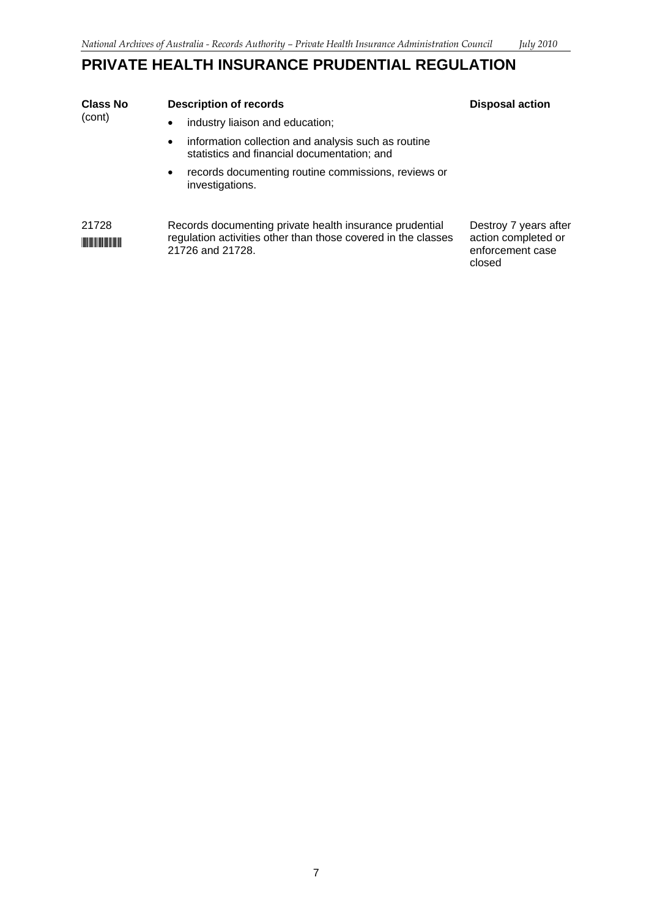# PRIVATE HEALTH INSURANCE PRUDENTIAL REGULATION

| Class No | Description of records | Disposal action |
|---|---|---|
| (cont) | • industry liaison and education;<br>• information collection and analysis such as routine statistics and financial documentation; and<br>• records documenting routine commissions, reviews or investigations. | |
| 21728 | Records documenting private health insurance prudential regulation activities other than those covered in the classes 21726 and 21728. | Destroy 7 years after action completed or enforcement case closed |